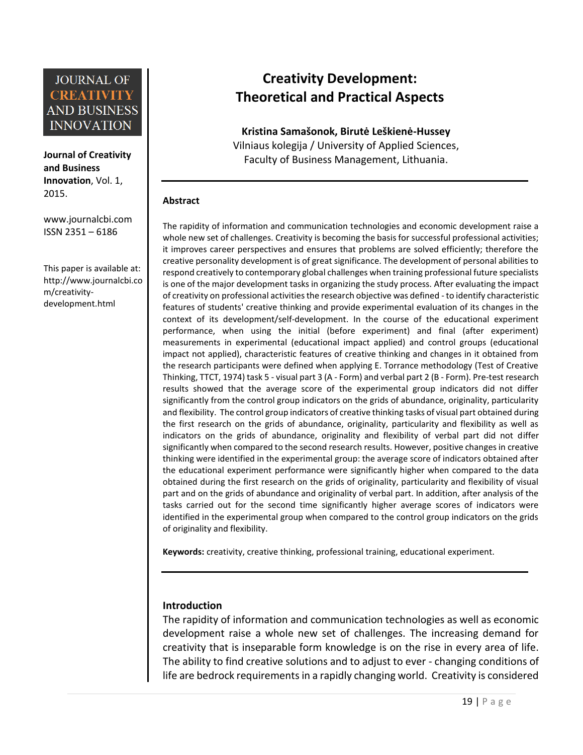# Creativity Development: Theoretical and Practical Aspects

**Kristina Samašonok, Birutė Leškienė-Hussey**

Vilniaus kolegija / University of Applied Sciences, Faculty of Business Management, Lithuania.

**Journal of Creativity and Business Innovation**, Vol. 1, 2015.

www.journalcbi.com
ISSN 2351 – 6186

This paper is available at: http://www.journalcbi.com/creativity-development.html

## Abstract

The rapidity of information and communication technologies and economic development raise a whole new set of challenges. Creativity is becoming the basis for successful professional activities; it improves career perspectives and ensures that problems are solved efficiently; therefore the creative personality development is of great significance. The development of personal abilities to respond creatively to contemporary global challenges when training professional future specialists is one of the major development tasks in organizing the study process. After evaluating the impact of creativity on professional activities the research objective was defined - to identify characteristic features of students' creative thinking and provide experimental evaluation of its changes in the context of its development/self-development. In the course of the educational experiment performance, when using the initial (before experiment) and final (after experiment) measurements in experimental (educational impact applied) and control groups (educational impact not applied), characteristic features of creative thinking and changes in it obtained from the research participants were defined when applying E. Torrance methodology (Test of Creative Thinking, TTCT, 1974) task 5 - visual part 3 (A - Form) and verbal part 2 (B - Form). Pre-test research results showed that the average score of the experimental group indicators did not differ significantly from the control group indicators on the grids of abundance, originality, particularity and flexibility. The control group indicators of creative thinking tasks of visual part obtained during the first research on the grids of abundance, originality, particularity and flexibility as well as indicators on the grids of abundance, originality and flexibility of verbal part did not differ significantly when compared to the second research results. However, positive changes in creative thinking were identified in the experimental group: the average score of indicators obtained after the educational experiment performance were significantly higher when compared to the data obtained during the first research on the grids of originality, particularity and flexibility of visual part and on the grids of abundance and originality of verbal part. In addition, after analysis of the tasks carried out for the second time significantly higher average scores of indicators were identified in the experimental group when compared to the control group indicators on the grids of originality and flexibility.

**Keywords:** creativity, creative thinking, professional training, educational experiment.

## Introduction

The rapidity of information and communication technologies as well as economic development raise a whole new set of challenges. The increasing demand for creativity that is inseparable form knowledge is on the rise in every area of life. The ability to find creative solutions and to adjust to ever - changing conditions of life are bedrock requirements in a rapidly changing world. Creativity is considered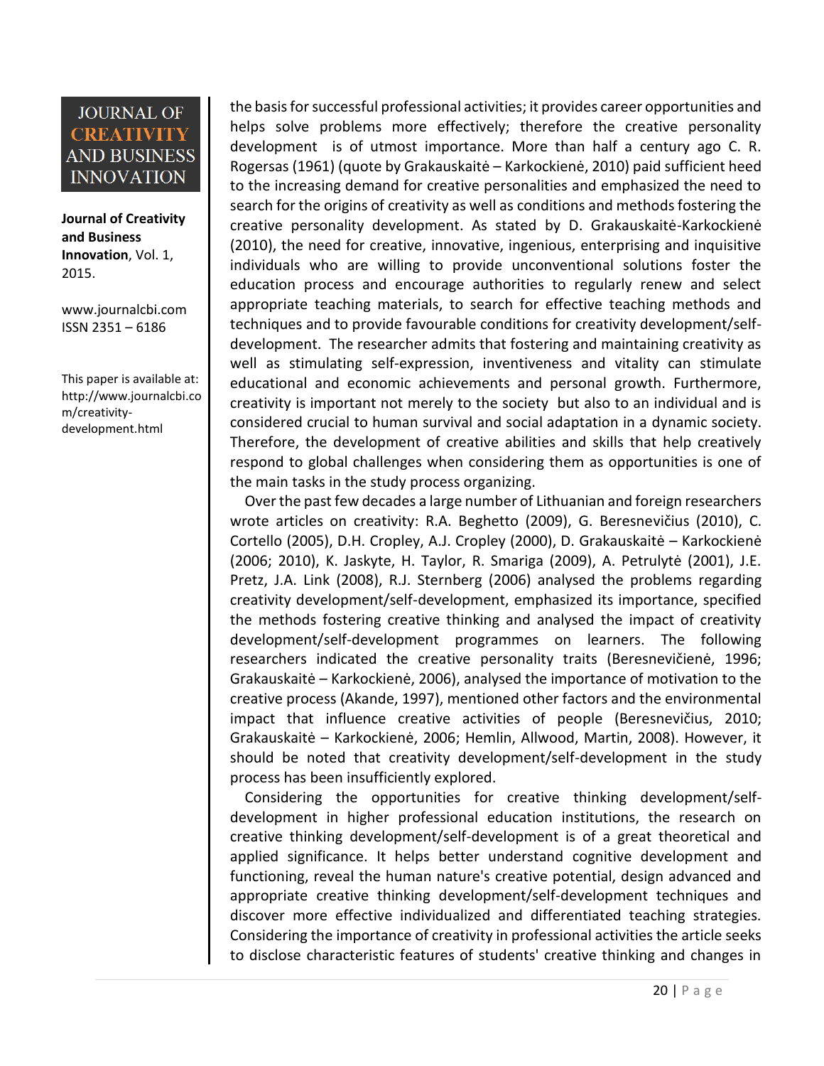the basis for successful professional activities; it provides career opportunities and helps solve problems more effectively; therefore the creative personality development is of utmost importance. More than half a century ago C. R. Rogersas (1961) (quote by Grakauskaitė – Karkockienė, 2010) paid sufficient heed to the increasing demand for creative personalities and emphasized the need to search for the origins of creativity as well as conditions and methods fostering the creative personality development. As stated by D. Grakauskaitė-Karkockienė (2010), the need for creative, innovative, ingenious, enterprising and inquisitive individuals who are willing to provide unconventional solutions foster the education process and encourage authorities to regularly renew and select appropriate teaching materials, to search for effective teaching methods and techniques and to provide favourable conditions for creativity development/self-development. The researcher admits that fostering and maintaining creativity as well as stimulating self-expression, inventiveness and vitality can stimulate educational and economic achievements and personal growth. Furthermore, creativity is important not merely to the society but also to an individual and is considered crucial to human survival and social adaptation in a dynamic society. Therefore, the development of creative abilities and skills that help creatively respond to global challenges when considering them as opportunities is one of the main tasks in the study process organizing.

Over the past few decades a large number of Lithuanian and foreign researchers wrote articles on creativity: R.A. Beghetto (2009), G. Beresnevičius (2010), C. Cortello (2005), D.H. Cropley, A.J. Cropley (2000), D. Grakauskaitė – Karkockienė (2006; 2010), K. Jaskyte, H. Taylor, R. Smariga (2009), A. Petrulytė (2001), J.E. Pretz, J.A. Link (2008), R.J. Sternberg (2006) analysed the problems regarding creativity development/self-development, emphasized its importance, specified the methods fostering creative thinking and analysed the impact of creativity development/self-development programmes on learners. The following researchers indicated the creative personality traits (Beresnevičienė, 1996; Grakauskaitė – Karkockienė, 2006), analysed the importance of motivation to the creative process (Akande, 1997), mentioned other factors and the environmental impact that influence creative activities of people (Beresnevičius, 2010; Grakauskaitė – Karkockienė, 2006; Hemlin, Allwood, Martin, 2008). However, it should be noted that creativity development/self-development in the study process has been insufficiently explored.

Considering the opportunities for creative thinking development/self-development in higher professional education institutions, the research on creative thinking development/self-development is of a great theoretical and applied significance. It helps better understand cognitive development and functioning, reveal the human nature's creative potential, design advanced and appropriate creative thinking development/self-development techniques and discover more effective individualized and differentiated teaching strategies. Considering the importance of creativity in professional activities the article seeks to disclose characteristic features of students' creative thinking and changes in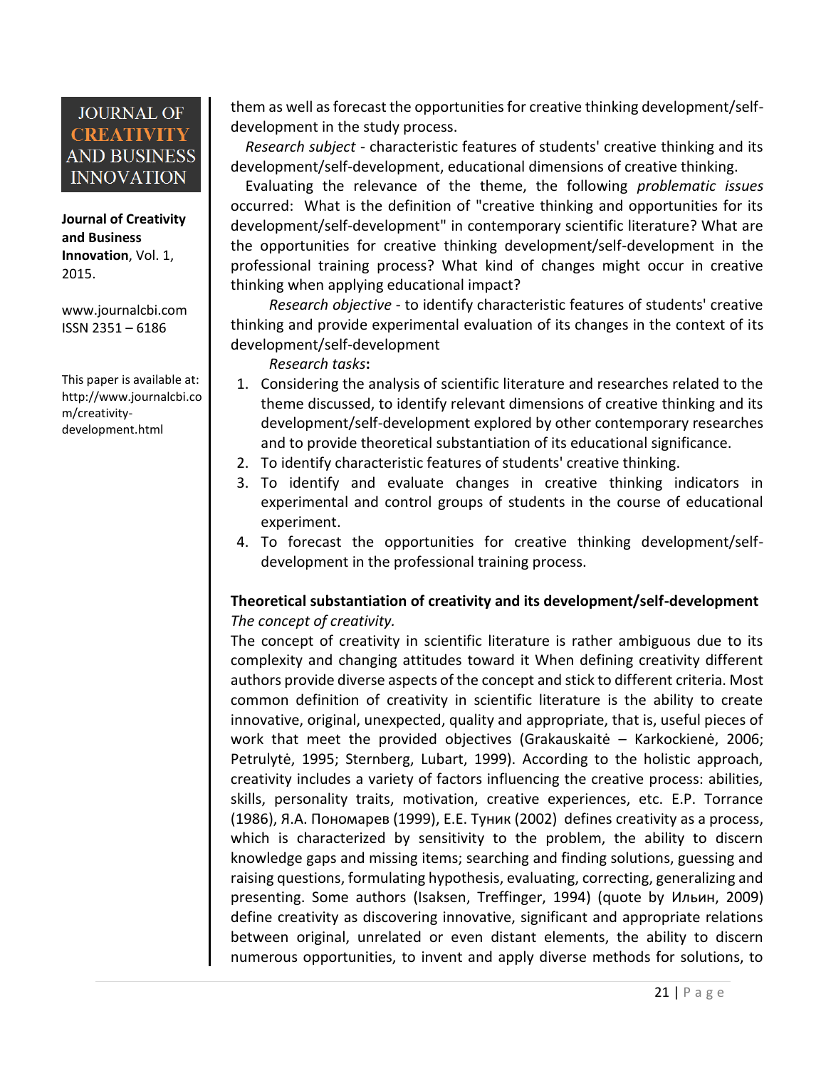them as well as forecast the opportunities for creative thinking development/self-development in the study process.

*Research subject* - characteristic features of students' creative thinking and its development/self-development, educational dimensions of creative thinking.

Evaluating the relevance of the theme, the following *problematic issues* occurred: What is the definition of "creative thinking and opportunities for its development/self-development" in contemporary scientific literature? What are the opportunities for creative thinking development/self-development in the professional training process? What kind of changes might occur in creative thinking when applying educational impact?

*Research objective* - to identify characteristic features of students' creative thinking and provide experimental evaluation of its changes in the context of its development/self-development

*Research tasks*:

1. Considering the analysis of scientific literature and researches related to the theme discussed, to identify relevant dimensions of creative thinking and its development/self-development explored by other contemporary researches and to provide theoretical substantiation of its educational significance.
2. To identify characteristic features of students' creative thinking.
3. To identify and evaluate changes in creative thinking indicators in experimental and control groups of students in the course of educational experiment.
4. To forecast the opportunities for creative thinking development/self-development in the professional training process.

**Theoretical substantiation of creativity and its development/self-development**

*The concept of creativity.*

The concept of creativity in scientific literature is rather ambiguous due to its complexity and changing attitudes toward it When defining creativity different authors provide diverse aspects of the concept and stick to different criteria. Most common definition of creativity in scientific literature is the ability to create innovative, original, unexpected, quality and appropriate, that is, useful pieces of work that meet the provided objectives (Grakauskaitė – Karkockienė, 2006; Petrulytė, 1995; Sternberg, Lubart, 1999). According to the holistic approach, creativity includes a variety of factors influencing the creative process: abilities, skills, personality traits, motivation, creative experiences, etc. E.P. Torrance (1986), Я.А. Пономарев (1999), Е.Е. Туник (2002) defines creativity as a process, which is characterized by sensitivity to the problem, the ability to discern knowledge gaps and missing items; searching and finding solutions, guessing and raising questions, formulating hypothesis, evaluating, correcting, generalizing and presenting. Some authors (Isaksen, Treffinger, 1994) (quote by Ильин, 2009) define creativity as discovering innovative, significant and appropriate relations between original, unrelated or even distant elements, the ability to discern numerous opportunities, to invent and apply diverse methods for solutions, to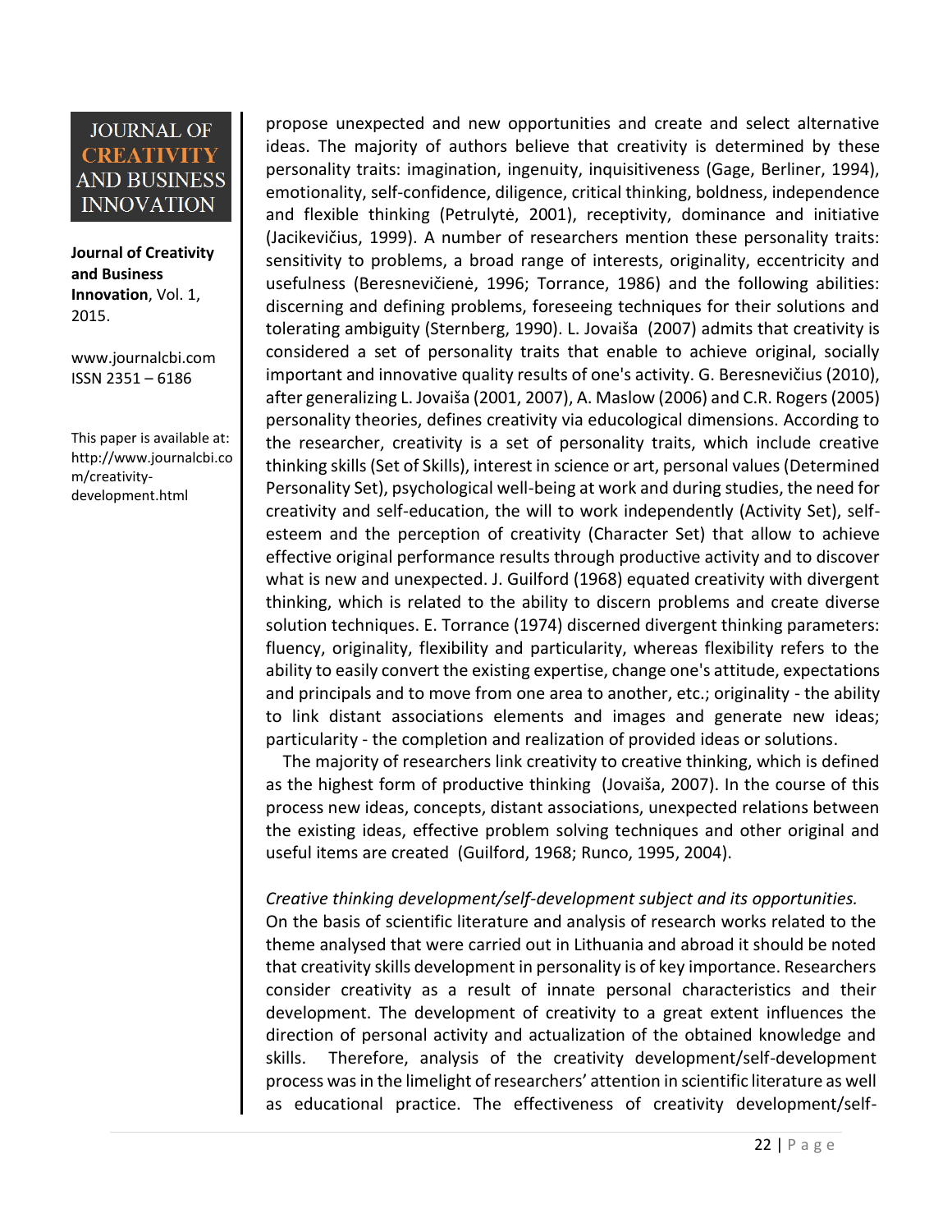propose unexpected and new opportunities and create and select alternative ideas. The majority of authors believe that creativity is determined by these personality traits: imagination, ingenuity, inquisitiveness (Gage, Berliner, 1994), emotionality, self-confidence, diligence, critical thinking, boldness, independence and flexible thinking (Petrulytė, 2001), receptivity, dominance and initiative (Jacikevičius, 1999). A number of researchers mention these personality traits: sensitivity to problems, a broad range of interests, originality, eccentricity and usefulness (Beresnevičienė, 1996; Torrance, 1986) and the following abilities: discerning and defining problems, foreseeing techniques for their solutions and tolerating ambiguity (Sternberg, 1990). L. Jovaiša (2007) admits that creativity is considered a set of personality traits that enable to achieve original, socially important and innovative quality results of one's activity. G. Beresnevičius (2010), after generalizing L. Jovaiša (2001, 2007), A. Maslow (2006) and C.R. Rogers (2005) personality theories, defines creativity via educological dimensions. According to the researcher, creativity is a set of personality traits, which include creative thinking skills (Set of Skills), interest in science or art, personal values (Determined Personality Set), psychological well-being at work and during studies, the need for creativity and self-education, the will to work independently (Activity Set), self-esteem and the perception of creativity (Character Set) that allow to achieve effective original performance results through productive activity and to discover what is new and unexpected. J. Guilford (1968) equated creativity with divergent thinking, which is related to the ability to discern problems and create diverse solution techniques. E. Torrance (1974) discerned divergent thinking parameters: fluency, originality, flexibility and particularity, whereas flexibility refers to the ability to easily convert the existing expertise, change one's attitude, expectations and principals and to move from one area to another, etc.; originality - the ability to link distant associations elements and images and generate new ideas; particularity - the completion and realization of provided ideas or solutions.

The majority of researchers link creativity to creative thinking, which is defined as the highest form of productive thinking (Jovaiša, 2007). In the course of this process new ideas, concepts, distant associations, unexpected relations between the existing ideas, effective problem solving techniques and other original and useful items are created (Guilford, 1968; Runco, 1995, 2004).

*Creative thinking development/self-development subject and its opportunities.*

On the basis of scientific literature and analysis of research works related to the theme analysed that were carried out in Lithuania and abroad it should be noted that creativity skills development in personality is of key importance. Researchers consider creativity as a result of innate personal characteristics and their development. The development of creativity to a great extent influences the direction of personal activity and actualization of the obtained knowledge and skills. Therefore, analysis of the creativity development/self-development process was in the limelight of researchers' attention in scientific literature as well as educational practice. The effectiveness of creativity development/self-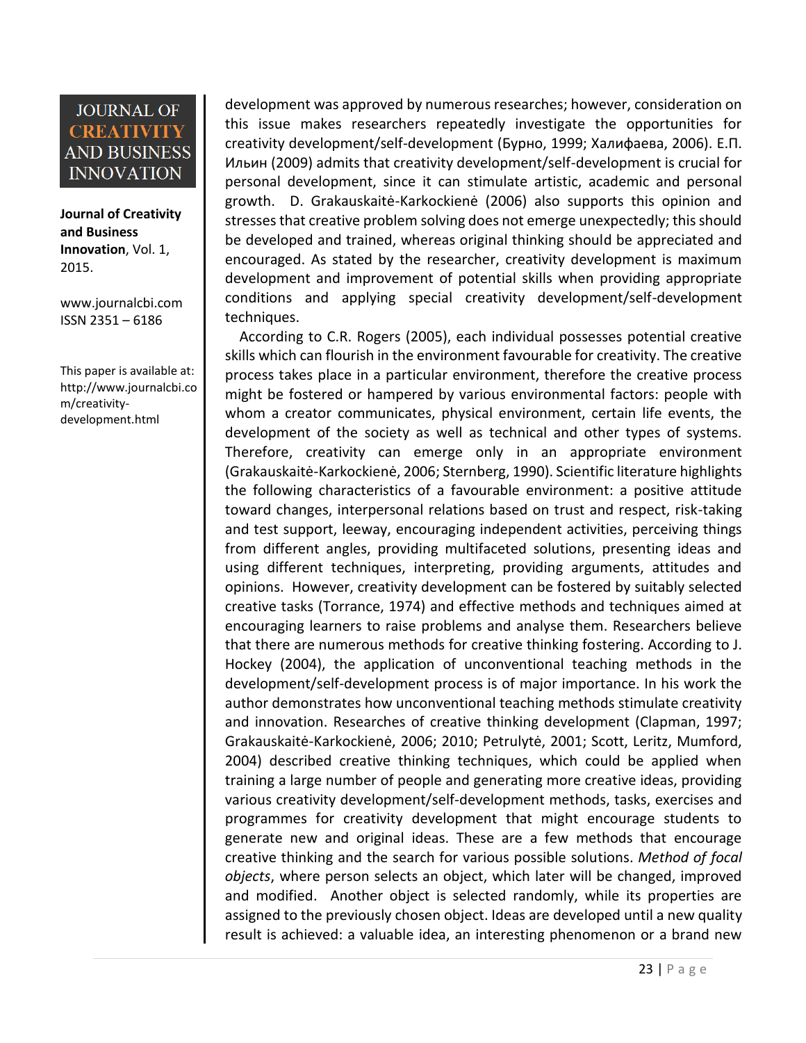development was approved by numerous researches; however, consideration on this issue makes researchers repeatedly investigate the opportunities for creativity development/self-development (Бурно, 1999; Халифаева, 2006). Е.П. Ильин (2009) admits that creativity development/self-development is crucial for personal development, since it can stimulate artistic, academic and personal growth. D. Grakauskaitė-Karkockienė (2006) also supports this opinion and stresses that creative problem solving does not emerge unexpectedly; this should be developed and trained, whereas original thinking should be appreciated and encouraged. As stated by the researcher, creativity development is maximum development and improvement of potential skills when providing appropriate conditions and applying special creativity development/self-development techniques.

According to C.R. Rogers (2005), each individual possesses potential creative skills which can flourish in the environment favourable for creativity. The creative process takes place in a particular environment, therefore the creative process might be fostered or hampered by various environmental factors: people with whom a creator communicates, physical environment, certain life events, the development of the society as well as technical and other types of systems. Therefore, creativity can emerge only in an appropriate environment (Grakauskaitė-Karkockienė, 2006; Sternberg, 1990). Scientific literature highlights the following characteristics of a favourable environment: a positive attitude toward changes, interpersonal relations based on trust and respect, risk-taking and test support, leeway, encouraging independent activities, perceiving things from different angles, providing multifaceted solutions, presenting ideas and using different techniques, interpreting, providing arguments, attitudes and opinions. However, creativity development can be fostered by suitably selected creative tasks (Torrance, 1974) and effective methods and techniques aimed at encouraging learners to raise problems and analyse them. Researchers believe that there are numerous methods for creative thinking fostering. According to J. Hockey (2004), the application of unconventional teaching methods in the development/self-development process is of major importance. In his work the author demonstrates how unconventional teaching methods stimulate creativity and innovation. Researches of creative thinking development (Clapman, 1997; Grakauskaitė-Karkockienė, 2006; 2010; Petrulytė, 2001; Scott, Leritz, Mumford, 2004) described creative thinking techniques, which could be applied when training a large number of people and generating more creative ideas, providing various creativity development/self-development methods, tasks, exercises and programmes for creativity development that might encourage students to generate new and original ideas. These are a few methods that encourage creative thinking and the search for various possible solutions. *Method of focal objects*, where person selects an object, which later will be changed, improved and modified. Another object is selected randomly, while its properties are assigned to the previously chosen object. Ideas are developed until a new quality result is achieved: a valuable idea, an interesting phenomenon or a brand new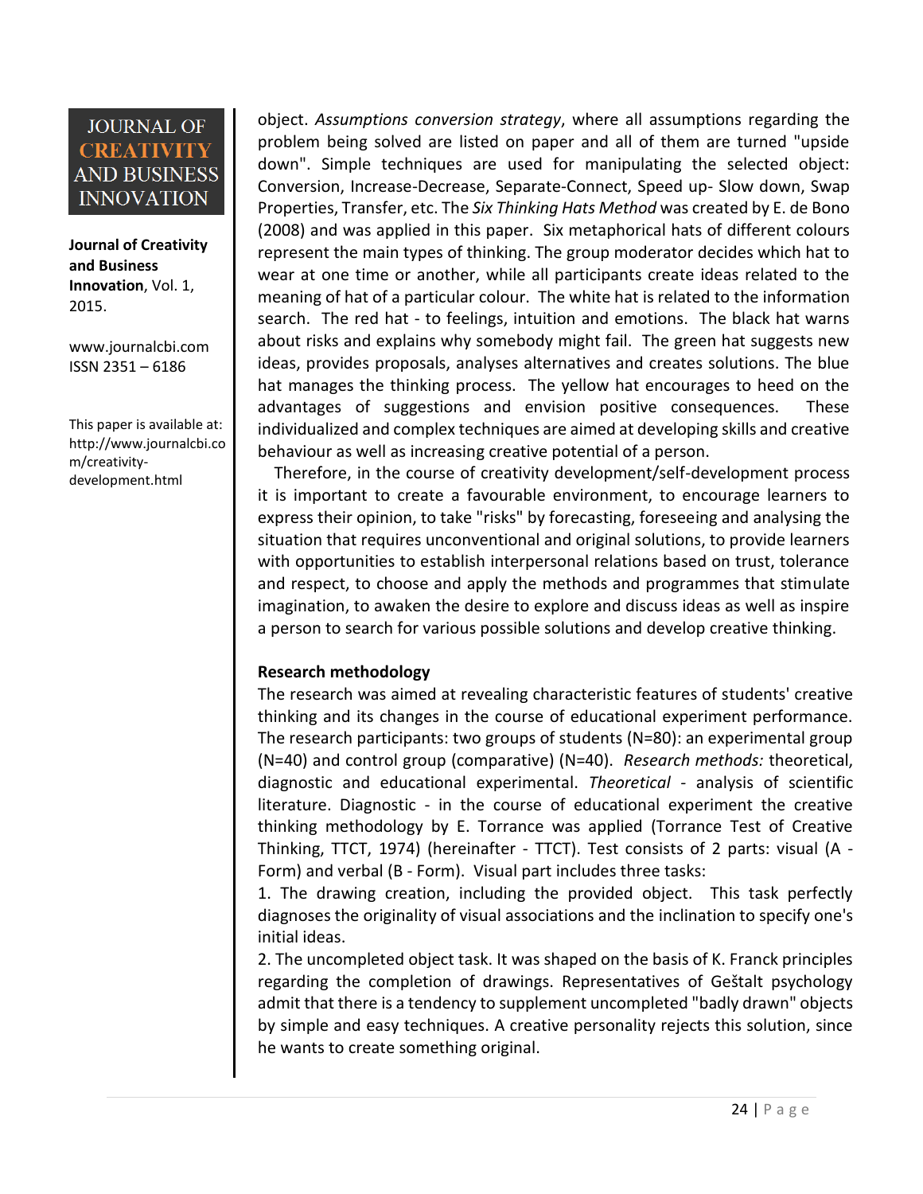object. *Assumptions conversion strategy*, where all assumptions regarding the problem being solved are listed on paper and all of them are turned "upside down". Simple techniques are used for manipulating the selected object: Conversion, Increase-Decrease, Separate-Connect, Speed up- Slow down, Swap Properties, Transfer, etc. The *Six Thinking Hats Method* was created by E. de Bono (2008) and was applied in this paper. Six metaphorical hats of different colours represent the main types of thinking. The group moderator decides which hat to wear at one time or another, while all participants create ideas related to the meaning of hat of a particular colour. The white hat is related to the information search. The red hat - to feelings, intuition and emotions. The black hat warns about risks and explains why somebody might fail. The green hat suggests new ideas, provides proposals, analyses alternatives and creates solutions. The blue hat manages the thinking process. The yellow hat encourages to heed on the advantages of suggestions and envision positive consequences. These individualized and complex techniques are aimed at developing skills and creative behaviour as well as increasing creative potential of a person.

Therefore, in the course of creativity development/self-development process it is important to create a favourable environment, to encourage learners to express their opinion, to take "risks" by forecasting, foreseeing and analysing the situation that requires unconventional and original solutions, to provide learners with opportunities to establish interpersonal relations based on trust, tolerance and respect, to choose and apply the methods and programmes that stimulate imagination, to awaken the desire to explore and discuss ideas as well as inspire a person to search for various possible solutions and develop creative thinking.

**Research methodology**

The research was aimed at revealing characteristic features of students' creative thinking and its changes in the course of educational experiment performance. The research participants: two groups of students (N=80): an experimental group (N=40) and control group (comparative) (N=40). *Research methods:* theoretical, diagnostic and educational experimental. *Theoretical* - analysis of scientific literature. Diagnostic - in the course of educational experiment the creative thinking methodology by E. Torrance was applied (Torrance Test of Creative Thinking, TTCT, 1974) (hereinafter - TTCT). Test consists of 2 parts: visual (A - Form) and verbal (B - Form). Visual part includes three tasks:

1. The drawing creation, including the provided object. This task perfectly diagnoses the originality of visual associations and the inclination to specify one's initial ideas.
2. The uncompleted object task. It was shaped on the basis of K. Franck principles regarding the completion of drawings. Representatives of Geštalt psychology admit that there is a tendency to supplement uncompleted "badly drawn" objects by simple and easy techniques. A creative personality rejects this solution, since he wants to create something original.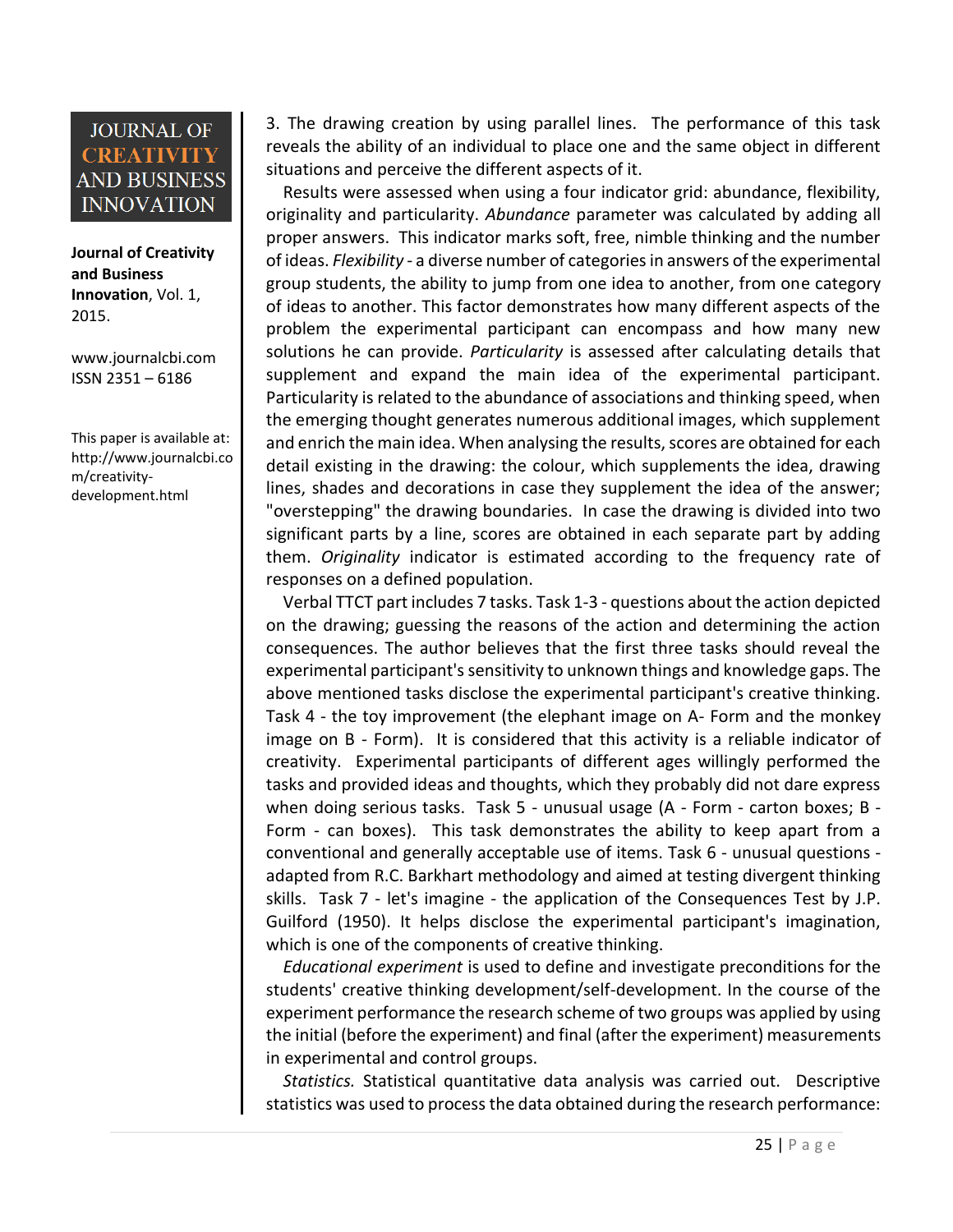3. The drawing creation by using parallel lines. The performance of this task reveals the ability of an individual to place one and the same object in different situations and perceive the different aspects of it.

Results were assessed when using a four indicator grid: abundance, flexibility, originality and particularity. *Abundance* parameter was calculated by adding all proper answers. This indicator marks soft, free, nimble thinking and the number of ideas. *Flexibility* - a diverse number of categories in answers of the experimental group students, the ability to jump from one idea to another, from one category of ideas to another. This factor demonstrates how many different aspects of the problem the experimental participant can encompass and how many new solutions he can provide. *Particularity* is assessed after calculating details that supplement and expand the main idea of the experimental participant. Particularity is related to the abundance of associations and thinking speed, when the emerging thought generates numerous additional images, which supplement and enrich the main idea. When analysing the results, scores are obtained for each detail existing in the drawing: the colour, which supplements the idea, drawing lines, shades and decorations in case they supplement the idea of the answer; "overstepping" the drawing boundaries. In case the drawing is divided into two significant parts by a line, scores are obtained in each separate part by adding them. *Originality* indicator is estimated according to the frequency rate of responses on a defined population.

Verbal TTCT part includes 7 tasks. Task 1-3 - questions about the action depicted on the drawing; guessing the reasons of the action and determining the action consequences. The author believes that the first three tasks should reveal the experimental participant's sensitivity to unknown things and knowledge gaps. The above mentioned tasks disclose the experimental participant's creative thinking. Task 4 - the toy improvement (the elephant image on A- Form and the monkey image on B - Form). It is considered that this activity is a reliable indicator of creativity. Experimental participants of different ages willingly performed the tasks and provided ideas and thoughts, which they probably did not dare express when doing serious tasks. Task 5 - unusual usage (A - Form - carton boxes; B - Form - can boxes). This task demonstrates the ability to keep apart from a conventional and generally acceptable use of items. Task 6 - unusual questions - adapted from R.C. Barkhart methodology and aimed at testing divergent thinking skills. Task 7 - let's imagine - the application of the Consequences Test by J.P. Guilford (1950). It helps disclose the experimental participant's imagination, which is one of the components of creative thinking.

*Educational experiment* is used to define and investigate preconditions for the students' creative thinking development/self-development. In the course of the experiment performance the research scheme of two groups was applied by using the initial (before the experiment) and final (after the experiment) measurements in experimental and control groups.

*Statistics.* Statistical quantitative data analysis was carried out. Descriptive statistics was used to process the data obtained during the research performance: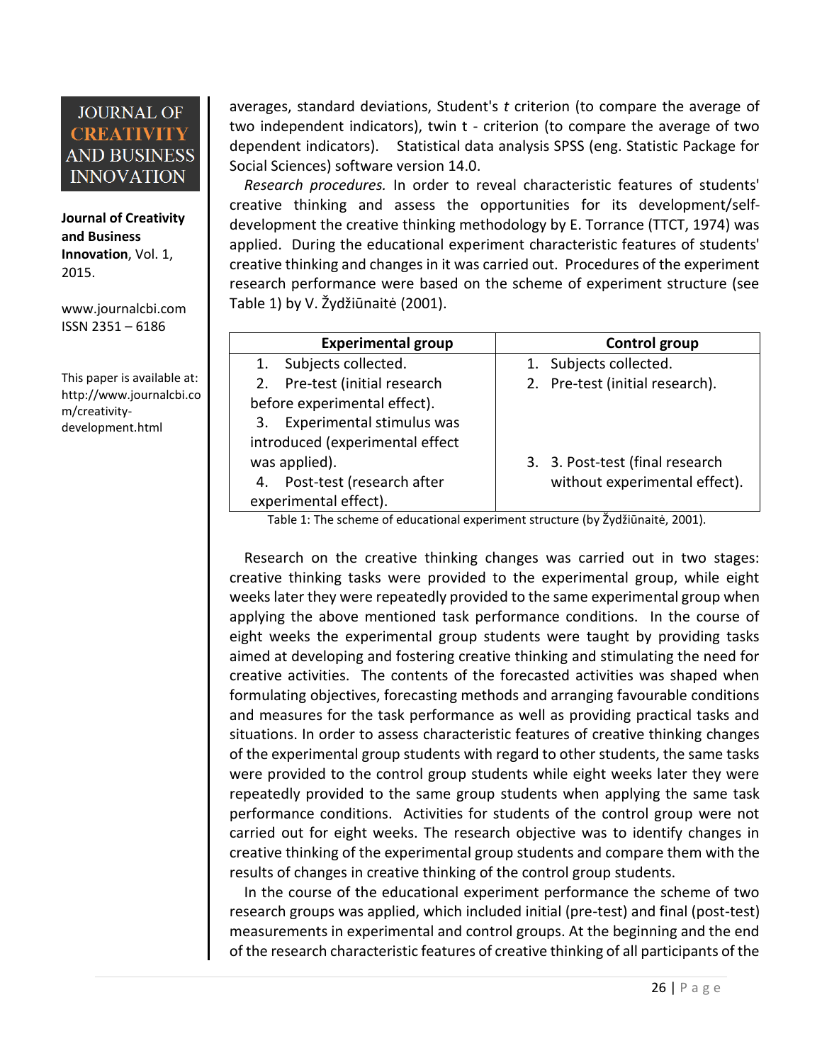averages, standard deviations, Student's *t* criterion (to compare the average of two independent indicators), twin t - criterion (to compare the average of two dependent indicators). Statistical data analysis SPSS (eng. Statistic Package for Social Sciences) software version 14.0.

*Research procedures.* In order to reveal characteristic features of students' creative thinking and assess the opportunities for its development/self-development the creative thinking methodology by E. Torrance (TTCT, 1974) was applied. During the educational experiment characteristic features of students' creative thinking and changes in it was carried out. Procedures of the experiment research performance were based on the scheme of experiment structure (see Table 1) by V. Žydžiūnaitė (2001).

| Experimental group | Control group |
|---|---|
| 1. Subjects collected.<br>2. Pre-test (initial research before experimental effect).<br>3. Experimental stimulus was introduced (experimental effect was applied).<br>4. Post-test (research after experimental effect). | 1. Subjects collected.<br>2. Pre-test (initial research).<br>3. 3. Post-test (final research without experimental effect). |

Table 1: The scheme of educational experiment structure (by Žydžiūnaitė, 2001).

Research on the creative thinking changes was carried out in two stages: creative thinking tasks were provided to the experimental group, while eight weeks later they were repeatedly provided to the same experimental group when applying the above mentioned task performance conditions. In the course of eight weeks the experimental group students were taught by providing tasks aimed at developing and fostering creative thinking and stimulating the need for creative activities. The contents of the forecasted activities was shaped when formulating objectives, forecasting methods and arranging favourable conditions and measures for the task performance as well as providing practical tasks and situations. In order to assess characteristic features of creative thinking changes of the experimental group students with regard to other students, the same tasks were provided to the control group students while eight weeks later they were repeatedly provided to the same group students when applying the same task performance conditions. Activities for students of the control group were not carried out for eight weeks. The research objective was to identify changes in creative thinking of the experimental group students and compare them with the results of changes in creative thinking of the control group students.

In the course of the educational experiment performance the scheme of two research groups was applied, which included initial (pre-test) and final (post-test) measurements in experimental and control groups. At the beginning and the end of the research characteristic features of creative thinking of all participants of the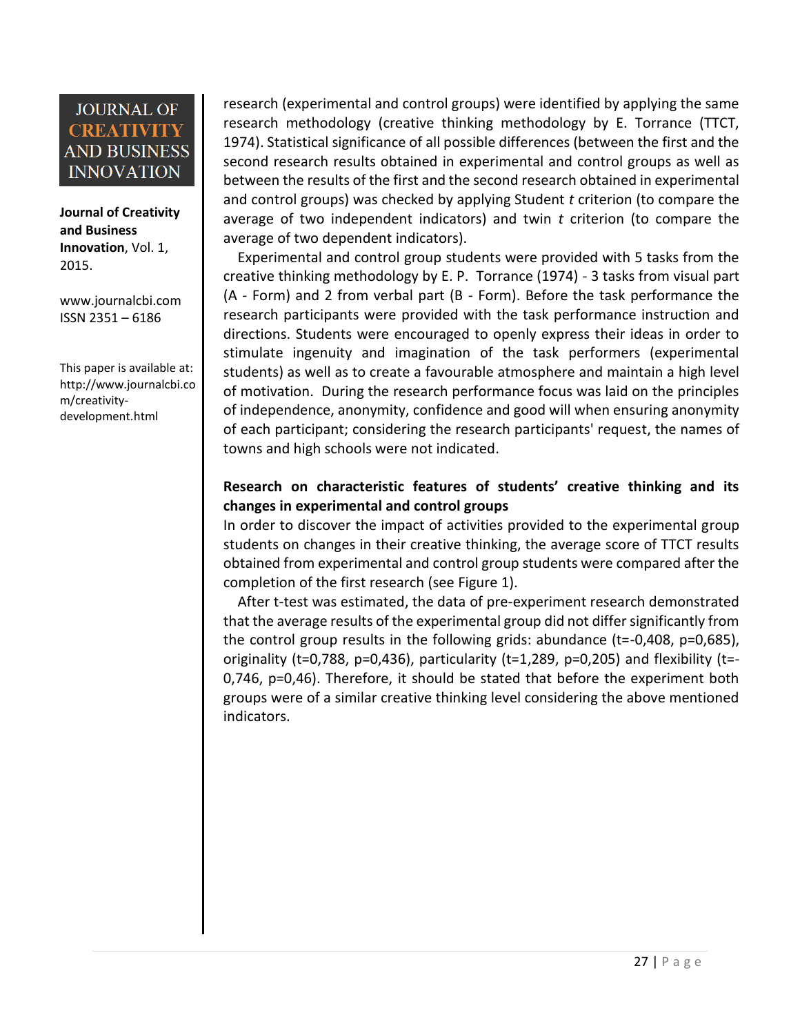research (experimental and control groups) were identified by applying the same research methodology (creative thinking methodology by E. Torrance (TTCT, 1974). Statistical significance of all possible differences (between the first and the second research results obtained in experimental and control groups as well as between the results of the first and the second research obtained in experimental and control groups) was checked by applying Student *t* criterion (to compare the average of two independent indicators) and twin *t* criterion (to compare the average of two dependent indicators).

Experimental and control group students were provided with 5 tasks from the creative thinking methodology by E. P. Torrance (1974) - 3 tasks from visual part (A - Form) and 2 from verbal part (B - Form). Before the task performance the research participants were provided with the task performance instruction and directions. Students were encouraged to openly express their ideas in order to stimulate ingenuity and imagination of the task performers (experimental students) as well as to create a favourable atmosphere and maintain a high level of motivation. During the research performance focus was laid on the principles of independence, anonymity, confidence and good will when ensuring anonymity of each participant; considering the research participants' request, the names of towns and high schools were not indicated.

**Research on characteristic features of students' creative thinking and its changes in experimental and control groups**

In order to discover the impact of activities provided to the experimental group students on changes in their creative thinking, the average score of TTCT results obtained from experimental and control group students were compared after the completion of the first research (see Figure 1).

After t-test was estimated, the data of pre-experiment research demonstrated that the average results of the experimental group did not differ significantly from the control group results in the following grids: abundance ($t=-0{,}408$, $p=0{,}685$), originality ($t=0{,}788$, $p=0{,}436$), particularity ($t=1{,}289$, $p=0{,}205$) and flexibility ($t=-0{,}746$, $p=0{,}46$). Therefore, it should be stated that before the experiment both groups were of a similar creative thinking level considering the above mentioned indicators.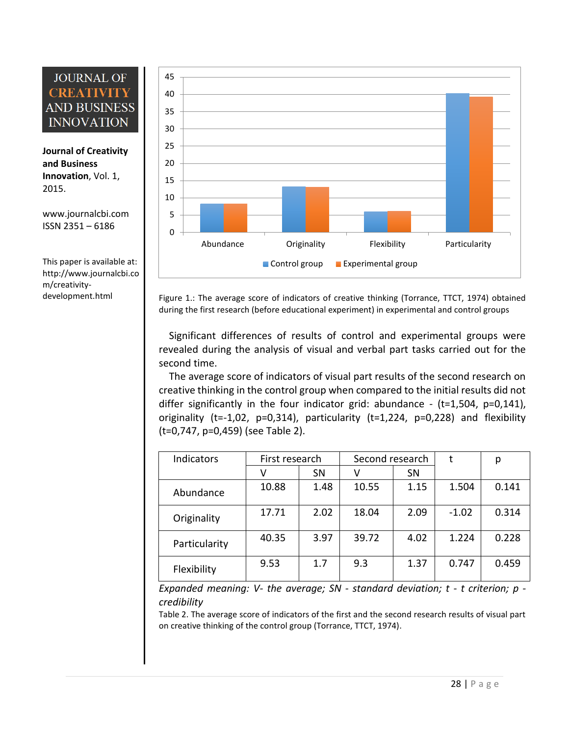Figure 1.: The average score of indicators of creative thinking (Torrance, TTCT, 1974) obtained during the first research (before educational experiment) in experimental and control groups

Significant differences of results of control and experimental groups were revealed during the analysis of visual and verbal part tasks carried out for the second time.

The average score of indicators of visual part results of the second research on creative thinking in the control group when compared to the initial results did not differ significantly in the four indicator grid: abundance - (t=1,504, p=0,141), originality (t=-1,02, p=0,314), particularity (t=1,224, p=0,228) and flexibility (t=0,747, p=0,459) (see Table 2).

| Indicators | First research | | Second research | | t | p |
|---|---|---|---|---|---|---|
| | V | SN | V | SN | | |
| Abundance | 10.88 | 1.48 | 10.55 | 1.15 | 1.504 | 0.141 |
| Originality | 17.71 | 2.02 | 18.04 | 2.09 | -1.02 | 0.314 |
| Particularity | 40.35 | 3.97 | 39.72 | 4.02 | 1.224 | 0.228 |
| Flexibility | 9.53 | 1.7 | 9.3 | 1.37 | 0.747 | 0.459 |

*Expanded meaning: V- the average; SN - standard deviation; t - t criterion; p - credibility*

Table 2. The average score of indicators of the first and the second research results of visual part on creative thinking of the control group (Torrance, TTCT, 1974).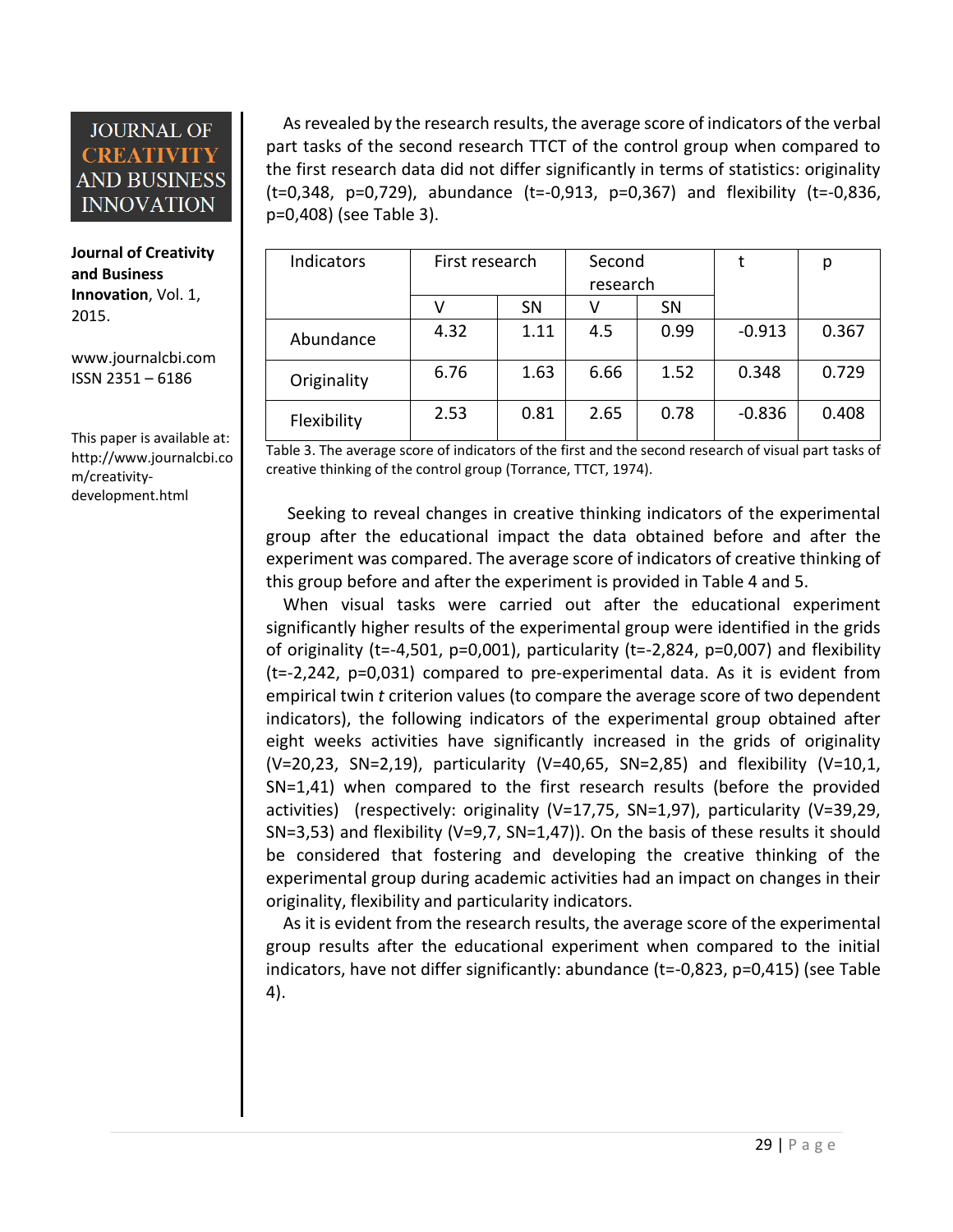As revealed by the research results, the average score of indicators of the verbal part tasks of the second research TTCT of the control group when compared to the first research data did not differ significantly in terms of statistics: originality (t=0,348, p=0,729), abundance (t=-0,913, p=0,367) and flexibility (t=-0,836, p=0,408) (see Table 3).

| Indicators | First research | | Second research | | t | p |
|---|---|---|---|---|---|---|
| | V | SN | V | SN | | |
| Abundance | 4.32 | 1.11 | 4.5 | 0.99 | -0.913 | 0.367 |
| Originality | 6.76 | 1.63 | 6.66 | 1.52 | 0.348 | 0.729 |
| Flexibility | 2.53 | 0.81 | 2.65 | 0.78 | -0.836 | 0.408 |

Table 3. The average score of indicators of the first and the second research of visual part tasks of creative thinking of the control group (Torrance, TTCT, 1974).

Seeking to reveal changes in creative thinking indicators of the experimental group after the educational impact the data obtained before and after the experiment was compared. The average score of indicators of creative thinking of this group before and after the experiment is provided in Table 4 and 5.

When visual tasks were carried out after the educational experiment significantly higher results of the experimental group were identified in the grids of originality (t=-4,501, p=0,001), particularity (t=-2,824, p=0,007) and flexibility (t=-2,242, p=0,031) compared to pre-experimental data. As it is evident from empirical twin *t* criterion values (to compare the average score of two dependent indicators), the following indicators of the experimental group obtained after eight weeks activities have significantly increased in the grids of originality (V=20,23, SN=2,19), particularity (V=40,65, SN=2,85) and flexibility (V=10,1, SN=1,41) when compared to the first research results (before the provided activities) (respectively: originality (V=17,75, SN=1,97), particularity (V=39,29, SN=3,53) and flexibility (V=9,7, SN=1,47)). On the basis of these results it should be considered that fostering and developing the creative thinking of the experimental group during academic activities had an impact on changes in their originality, flexibility and particularity indicators.

As it is evident from the research results, the average score of the experimental group results after the educational experiment when compared to the initial indicators, have not differ significantly: abundance (t=-0,823, p=0,415) (see Table 4).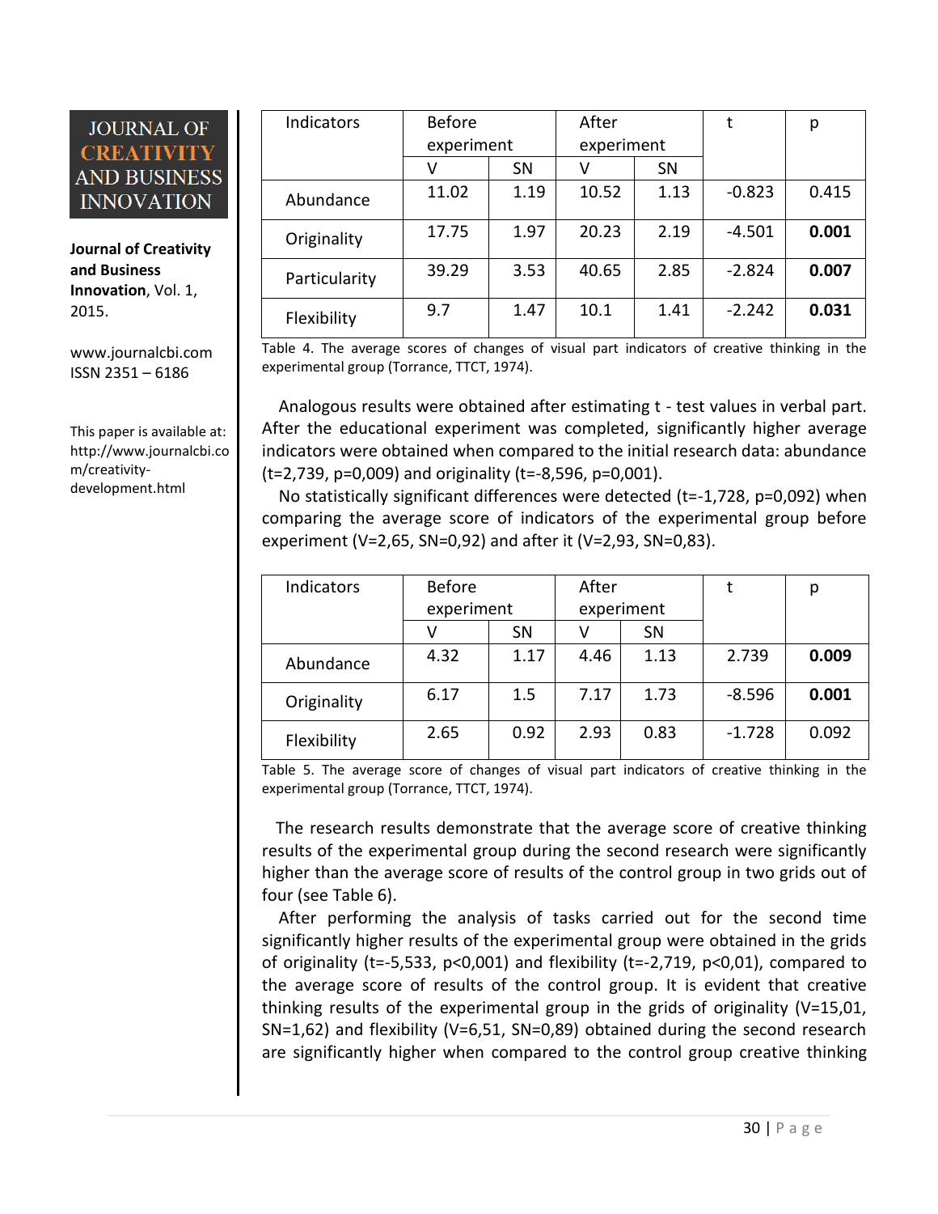| Indicators | Before experiment | | After experiment | | t | p |
|---|---|---|---|---|---|---|
| | V | SN | V | SN | | |
| Abundance | 11.02 | 1.19 | 10.52 | 1.13 | -0.823 | 0.415 |
| Originality | 17.75 | 1.97 | 20.23 | 2.19 | -4.501 | **0.001** |
| Particularity | 39.29 | 3.53 | 40.65 | 2.85 | -2.824 | **0.007** |
| Flexibility | 9.7 | 1.47 | 10.1 | 1.41 | -2.242 | **0.031** |

Table 4. The average scores of changes of visual part indicators of creative thinking in the experimental group (Torrance, TTCT, 1974).

Analogous results were obtained after estimating t - test values in verbal part. After the educational experiment was completed, significantly higher average indicators were obtained when compared to the initial research data: abundance (t=2,739, p=0,009) and originality (t=-8,596, p=0,001).

No statistically significant differences were detected (t=-1,728, p=0,092) when comparing the average score of indicators of the experimental group before experiment (V=2,65, SN=0,92) and after it (V=2,93, SN=0,83).

| Indicators | Before experiment | | After experiment | | t | p |
|---|---|---|---|---|---|---|
| | V | SN | V | SN | | |
| Abundance | 4.32 | 1.17 | 4.46 | 1.13 | 2.739 | **0.009** |
| Originality | 6.17 | 1.5 | 7.17 | 1.73 | -8.596 | **0.001** |
| Flexibility | 2.65 | 0.92 | 2.93 | 0.83 | -1.728 | 0.092 |

Table 5. The average score of changes of visual part indicators of creative thinking in the experimental group (Torrance, TTCT, 1974).

The research results demonstrate that the average score of creative thinking results of the experimental group during the second research were significantly higher than the average score of results of the control group in two grids out of four (see Table 6).

After performing the analysis of tasks carried out for the second time significantly higher results of the experimental group were obtained in the grids of originality (t=-5,533, p<0,001) and flexibility (t=-2,719, p<0,01), compared to the average score of results of the control group. It is evident that creative thinking results of the experimental group in the grids of originality (V=15,01, SN=1,62) and flexibility (V=6,51, SN=0,89) obtained during the second research are significantly higher when compared to the control group creative thinking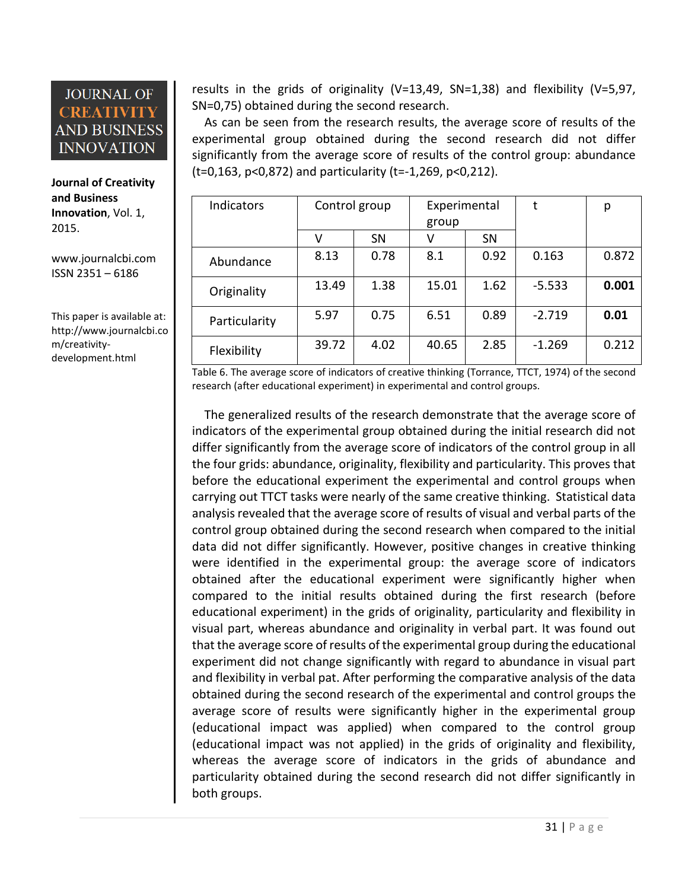results in the grids of originality (V=13,49, SN=1,38) and flexibility (V=5,97, SN=0,75) obtained during the second research.

As can be seen from the research results, the average score of results of the experimental group obtained during the second research did not differ significantly from the average score of results of the control group: abundance (t=0,163, p<0,872) and particularity (t=-1,269, p<0,212).

| Indicators | Control group | | Experimental group | | t | p |
|---|---|---|---|---|---|---|
| | V | SN | V | SN | | |
| Abundance | 8.13 | 0.78 | 8.1 | 0.92 | 0.163 | 0.872 |
| Originality | 13.49 | 1.38 | 15.01 | 1.62 | -5.533 | **0.001** |
| Particularity | 5.97 | 0.75 | 6.51 | 0.89 | -2.719 | **0.01** |
| Flexibility | 39.72 | 4.02 | 40.65 | 2.85 | -1.269 | 0.212 |

Table 6. The average score of indicators of creative thinking (Torrance, TTCT, 1974) of the second research (after educational experiment) in experimental and control groups.

The generalized results of the research demonstrate that the average score of indicators of the experimental group obtained during the initial research did not differ significantly from the average score of indicators of the control group in all the four grids: abundance, originality, flexibility and particularity. This proves that before the educational experiment the experimental and control groups when carrying out TTCT tasks were nearly of the same creative thinking. Statistical data analysis revealed that the average score of results of visual and verbal parts of the control group obtained during the second research when compared to the initial data did not differ significantly. However, positive changes in creative thinking were identified in the experimental group: the average score of indicators obtained after the educational experiment were significantly higher when compared to the initial results obtained during the first research (before educational experiment) in the grids of originality, particularity and flexibility in visual part, whereas abundance and originality in verbal part. It was found out that the average score of results of the experimental group during the educational experiment did not change significantly with regard to abundance in visual part and flexibility in verbal pat. After performing the comparative analysis of the data obtained during the second research of the experimental and control groups the average score of results were significantly higher in the experimental group (educational impact was applied) when compared to the control group (educational impact was not applied) in the grids of originality and flexibility, whereas the average score of indicators in the grids of abundance and particularity obtained during the second research did not differ significantly in both groups.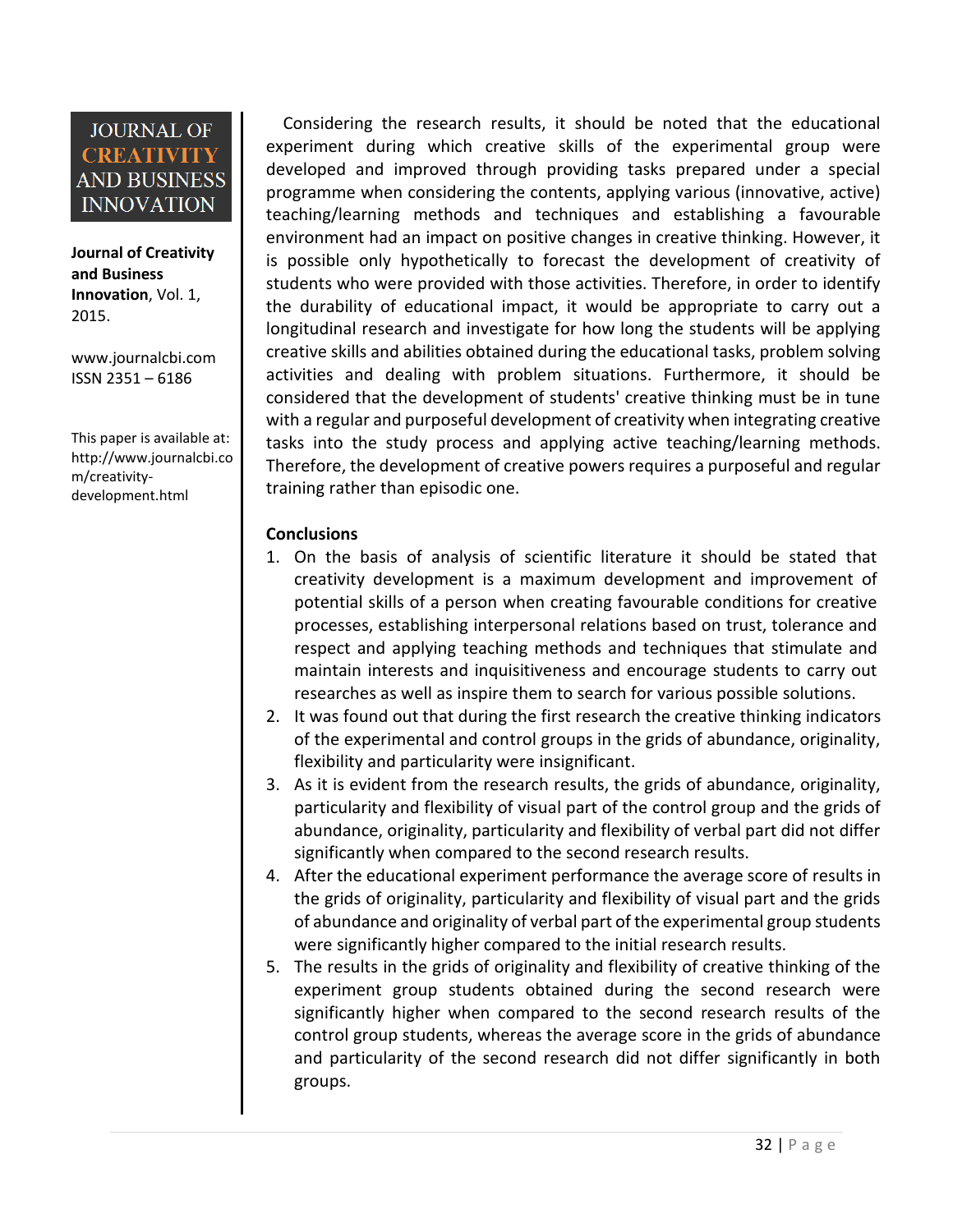Considering the research results, it should be noted that the educational experiment during which creative skills of the experimental group were developed and improved through providing tasks prepared under a special programme when considering the contents, applying various (innovative, active) teaching/learning methods and techniques and establishing a favourable environment had an impact on positive changes in creative thinking. However, it is possible only hypothetically to forecast the development of creativity of students who were provided with those activities. Therefore, in order to identify the durability of educational impact, it would be appropriate to carry out a longitudinal research and investigate for how long the students will be applying creative skills and abilities obtained during the educational tasks, problem solving activities and dealing with problem situations. Furthermore, it should be considered that the development of students' creative thinking must be in tune with a regular and purposeful development of creativity when integrating creative tasks into the study process and applying active teaching/learning methods. Therefore, the development of creative powers requires a purposeful and regular training rather than episodic one.

## Conclusions

1. On the basis of analysis of scientific literature it should be stated that creativity development is a maximum development and improvement of potential skills of a person when creating favourable conditions for creative processes, establishing interpersonal relations based on trust, tolerance and respect and applying teaching methods and techniques that stimulate and maintain interests and inquisitiveness and encourage students to carry out researches as well as inspire them to search for various possible solutions.
2. It was found out that during the first research the creative thinking indicators of the experimental and control groups in the grids of abundance, originality, flexibility and particularity were insignificant.
3. As it is evident from the research results, the grids of abundance, originality, particularity and flexibility of visual part of the control group and the grids of abundance, originality, particularity and flexibility of verbal part did not differ significantly when compared to the second research results.
4. After the educational experiment performance the average score of results in the grids of originality, particularity and flexibility of visual part and the grids of abundance and originality of verbal part of the experimental group students were significantly higher compared to the initial research results.
5. The results in the grids of originality and flexibility of creative thinking of the experiment group students obtained during the second research were significantly higher when compared to the second research results of the control group students, whereas the average score in the grids of abundance and particularity of the second research did not differ significantly in both groups.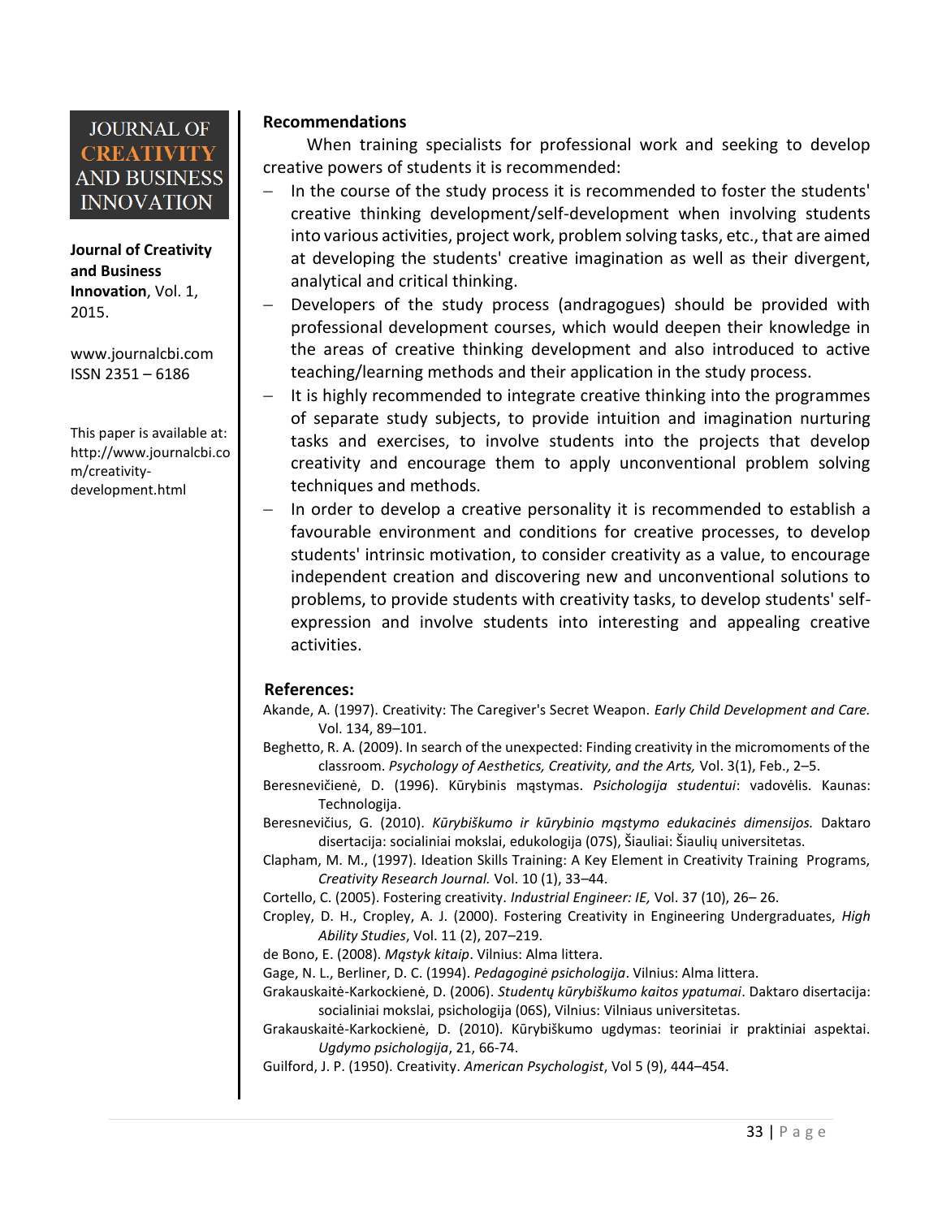## Recommendations

When training specialists for professional work and seeking to develop creative powers of students it is recommended:

- In the course of the study process it is recommended to foster the students' creative thinking development/self-development when involving students into various activities, project work, problem solving tasks, etc., that are aimed at developing the students' creative imagination as well as their divergent, analytical and critical thinking.
- Developers of the study process (andragogues) should be provided with professional development courses, which would deepen their knowledge in the areas of creative thinking development and also introduced to active teaching/learning methods and their application in the study process.
- It is highly recommended to integrate creative thinking into the programmes of separate study subjects, to provide intuition and imagination nurturing tasks and exercises, to involve students into the projects that develop creativity and encourage them to apply unconventional problem solving techniques and methods.
- In order to develop a creative personality it is recommended to establish a favourable environment and conditions for creative processes, to develop students' intrinsic motivation, to consider creativity as a value, to encourage independent creation and discovering new and unconventional solutions to problems, to provide students with creativity tasks, to develop students' self-expression and involve students into interesting and appealing creative activities.

## References:

Akande, A. (1997). Creativity: The Caregiver's Secret Weapon. *Early Child Development and Care.* Vol. 134, 89–101.

Beghetto, R. A. (2009). In search of the unexpected: Finding creativity in the micromoments of the classroom. *Psychology of Aesthetics, Creativity, and the Arts,* Vol. 3(1), Feb., 2–5.

Beresnevičienė, D. (1996). Kūrybinis mąstymas. *Psichologija studentui*: vadovėlis. Kaunas: Technologija.

Beresnevičius, G. (2010). *Kūrybiškumo ir kūrybinio mąstymo edukacinės dimensijos.* Daktaro disertacija: socialiniai mokslai, edukologija (07S), Šiauliai: Šiaulių universitetas.

Clapham, M. M., (1997). Ideation Skills Training: A Key Element in Creativity Training Programs, *Creativity Research Journal.* Vol. 10 (1), 33–44.

Cortello, C. (2005). Fostering creativity. *Industrial Engineer: IE,* Vol. 37 (10), 26– 26.

Cropley, D. H., Cropley, A. J. (2000). Fostering Creativity in Engineering Undergraduates, *High Ability Studies*, Vol. 11 (2), 207–219.

de Bono, E. (2008). *Mąstyk kitaip*. Vilnius: Alma littera.

Gage, N. L., Berliner, D. C. (1994). *Pedagoginė psichologija*. Vilnius: Alma littera.

Grakauskaitė-Karkockienė, D. (2006). *Studentų kūrybiškumo kaitos ypatumai*. Daktaro disertacija: socialiniai mokslai, psichologija (06S), Vilnius: Vilniaus universitetas.

Grakauskaitė-Karkockienė, D. (2010). Kūrybiškumo ugdymas: teoriniai ir praktiniai aspektai. *Ugdymo psichologija*, 21, 66-74.

Guilford, J. P. (1950). Creativity. *American Psychologist*, Vol 5 (9), 444–454.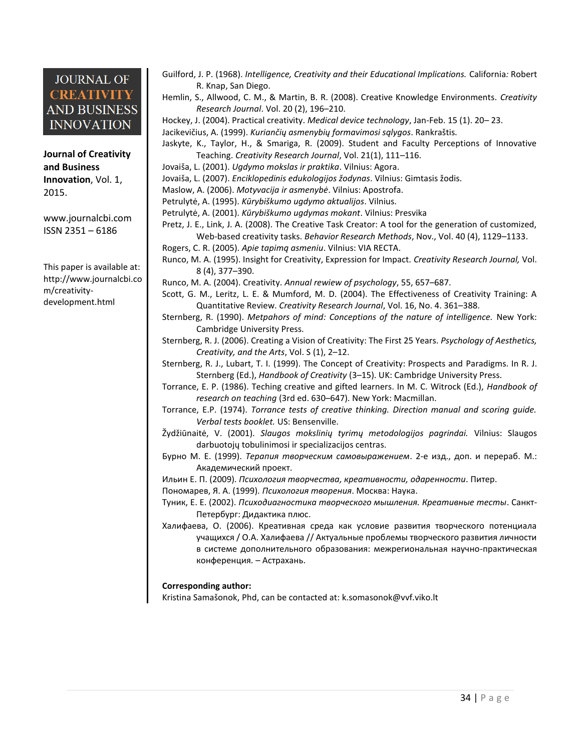Guilford, J. P. (1968). *Intelligence, Creativity and their Educational Implications.* California*:* Robert R. Knap, San Diego.

Hemlin, S., Allwood, C. M., & Martin, B. R. (2008). Creative Knowledge Environments. *Creativity Research Journal*. Vol. 20 (2), 196–210.

Hockey, J. (2004). Practical creativity. *Medical device technology*, Jan-Feb. 15 (1). 20– 23.

Jacikevičius, A. (1999). *Kuriančių asmenybių formavimosi sąlygos*. Rankraštis.

Jaskyte, K., Taylor, H., & Smariga, R. (2009). Student and Faculty Perceptions of Innovative Teaching. *Creativity Research Journal*, Vol. 21(1), 111–116.

Jovaiša, L. (2001). *Ugdymo mokslas ir praktika*. Vilnius: Agora.

Jovaiša, L. (2007). *Enciklopedinis edukologijos žodynas*. Vilnius: Gimtasis žodis.

Maslow, A. (2006). *Motyvacija ir asmenybė*. Vilnius: Apostrofa.

Petrulytė, A. (1995). *Kūrybiškumo ugdymo aktualijos*. Vilnius.

Petrulytė, A. (2001). *Kūrybiškumo ugdymas mokant*. Vilnius: Presvika

Pretz, J. E., Link, J. A. (2008). The Creative Task Creator: A tool for the generation of customized, Web-based creativity tasks. *Behavior Research Methods*, Nov., Vol. 40 (4), 1129–1133.

Rogers, C. R. (2005). *Apie tapimą asmeniu*. Vilnius: VIA RECTA.

Runco, M. A. (1995). Insight for Creativity, Expression for Impact. *Creativity Research Journal,* Vol. 8 (4), 377–390.

Runco, M. A. (2004). Creativity. *Annual rewiew of psychology*, 55, 657–687.

Scott, G. M., Leritz, L. E. & Mumford, M. D. (2004). The Effectiveness of Creativity Training: A Quantitative Review. *Creativity Research Journal*, Vol. 16, No. 4. 361–388.

Sternberg, R. (1990). *Metpahors of mind: Conceptions of the nature of intelligence.* New York: Cambridge University Press.

Sternberg, R. J. (2006). Creating a Vision of Creativity: The First 25 Years. *Psychology of Aesthetics, Creativity, and the Arts*, Vol. S (1), 2–12.

Sternberg, R. J., Lubart, T. I. (1999). The Concept of Creativity: Prospects and Paradigms. In R. J. Sternberg (Ed.), *Handbook of Creativity* (3–15). UK: Cambridge University Press.

Torrance, E. P. (1986). Teching creative and gifted learners. In M. C. Witrock (Ed.), *Handbook of research on teaching* (3rd ed. 630–647). New York: Macmillan.

Torrance, E.P. (1974). *Torrance tests of creative thinking. Direction manual and scoring guide. Verbal tests booklet.* US: Bensenville.

Žydžiūnaitė, V. (2001). *Slaugos mokslinių tyrimų metodologijos pagrindai.* Vilnius: Slaugos darbuotojų tobulinimosi ir specializacijos centras.

Бурно М. Е. (1999). *Терапия творческим самовыражением*. 2-е изд., доп. и перераб. М.: Академический проект.

Ильин Е. П. (2009). *Психология творчества, креативности, одаренности*. Питер.

Пономарев, Я. А. (1999). *Психология творения*. Москва: Наука.

Туник, Е. Е. (2002). *Психодиагностика творческого мышления. Креативные тесты*. Санкт-Петербург: Дидактика плюс.

Халифаева, О. (2006). Креативная среда как условие развития творческого потенциала учащихся / О.А. Халифаева // Актуальные проблемы творческого развития личности в системе дополнительного образования: межрегиональная научно-практическая конференция. – Астрахань.

**Corresponding author:**

Kristina Samašonok, Phd, can be contacted at: k.somasonok@vvf.viko.lt